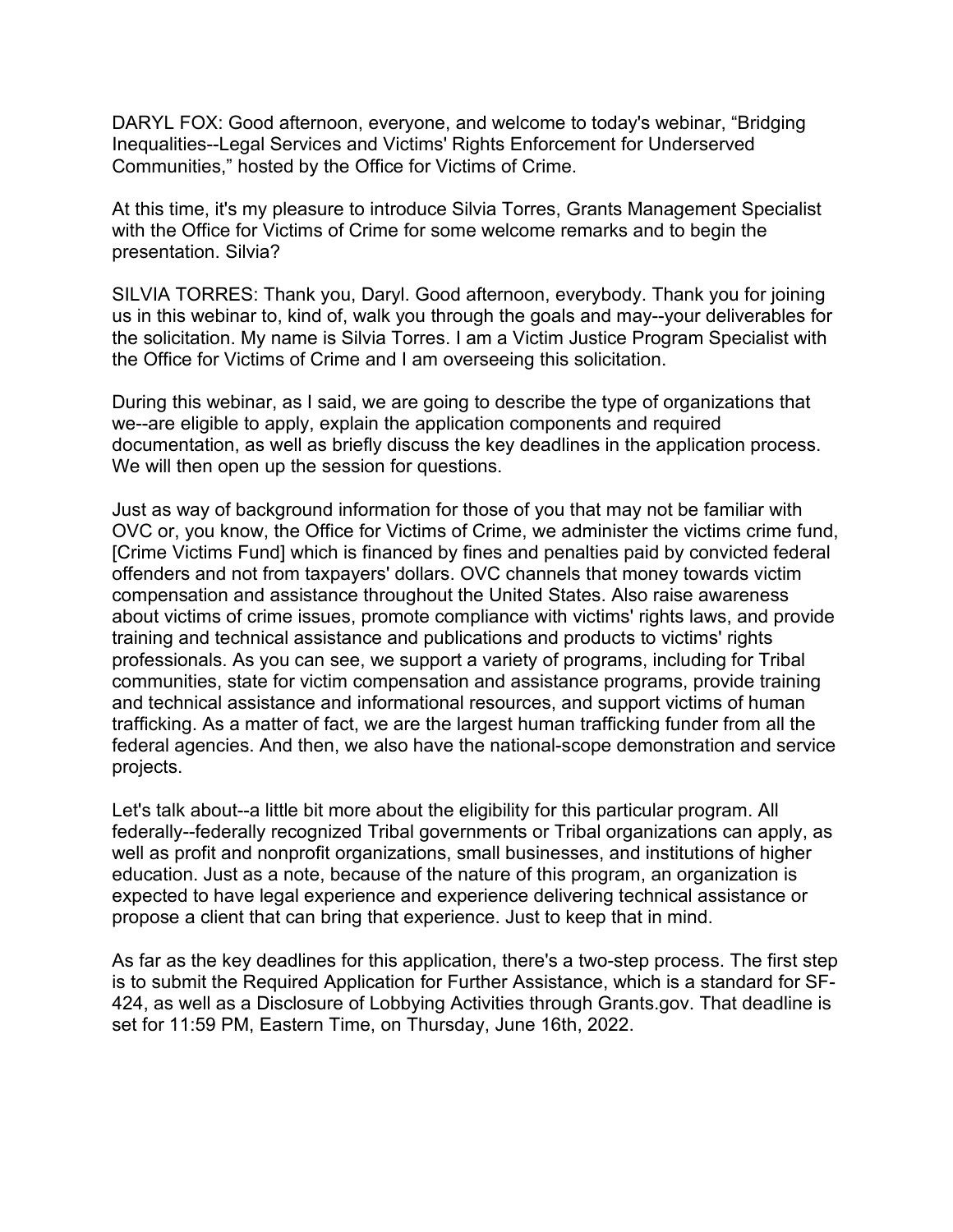DARYL FOX: Good afternoon, everyone, and welcome to today's webinar, “Bridging Inequalities--Legal Services and Victims' Rights Enforcement for Underserved Communities,” hosted by the Office for Victims of Crime.

At this time, it's my pleasure to introduce Silvia Torres, Grants Management Specialist with the Office for Victims of Crime for some welcome remarks and to begin the presentation. Silvia?

SILVIA TORRES: Thank you, Daryl. Good afternoon, everybody. Thank you for joining us in this webinar to, kind of, walk you through the goals and may--your deliverables for the solicitation. My name is Silvia Torres. I am a Victim Justice Program Specialist with the Office for Victims of Crime and I am overseeing this solicitation.

During this webinar, as I said, we are going to describe the type of organizations that we--are eligible to apply, explain the application components and required documentation, as well as briefly discuss the key deadlines in the application process. We will then open up the session for questions.

Just as way of background information for those of you that may not be familiar with OVC or, you know, the Office for Victims of Crime, we administer the victims crime fund, [Crime Victims Fund] which is financed by fines and penalties paid by convicted federal offenders and not from taxpayers' dollars. OVC channels that money towards victim compensation and assistance throughout the United States. Also raise awareness about victims of crime issues, promote compliance with victims' rights laws, and provide training and technical assistance and publications and products to victims' rights professionals. As you can see, we support a variety of programs, including for Tribal communities, state for victim compensation and assistance programs, provide training and technical assistance and informational resources, and support victims of human trafficking. As a matter of fact, we are the largest human trafficking funder from all the federal agencies. And then, we also have the national-scope demonstration and service projects.

Let's talk about--a little bit more about the eligibility for this particular program. All federally--federally recognized Tribal governments or Tribal organizations can apply, as well as profit and nonprofit organizations, small businesses, and institutions of higher education. Just as a note, because of the nature of this program, an organization is expected to have legal experience and experience delivering technical assistance or propose a client that can bring that experience. Just to keep that in mind.

As far as the key deadlines for this application, there's a two-step process. The first step is to submit the Required Application for Further Assistance, which is a standard for SF-424, as well as a Disclosure of Lobbying Activities through Grants.gov. That deadline is set for 11:59 PM, Eastern Time, on Thursday, June 16th, 2022.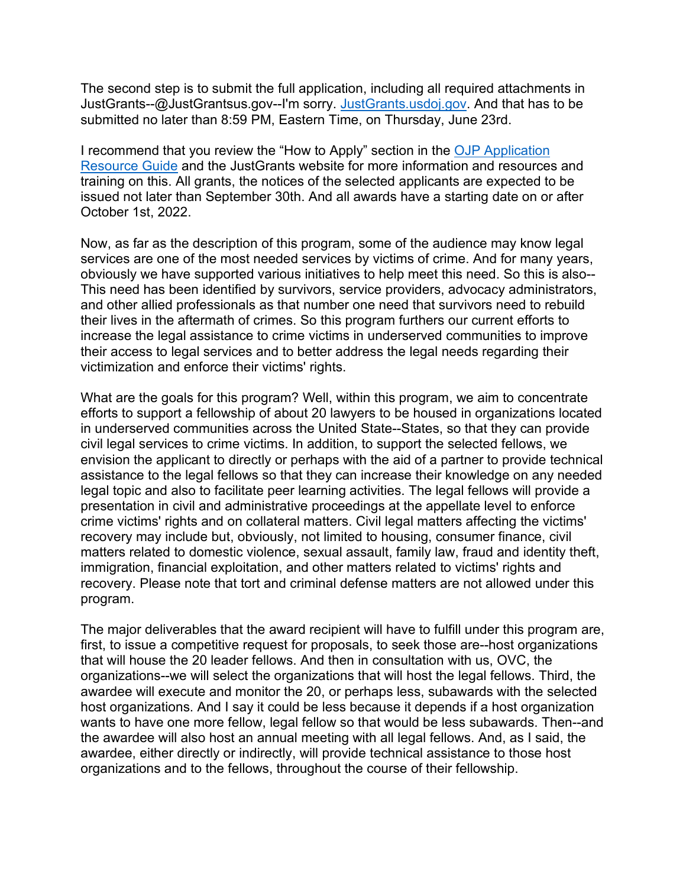The second step is to submit the full application, including all required attachments in JustGrants--@JustGrantsus.gov--I'm sorry. [JustGrants.usdoj.gov](JustGrants.usdoj.gov). And that has to be submitted no later than 8:59 PM, Eastern Time, on Thursday, June 23rd.

I recommend that you review the "How to Apply" section in the [OJP Application Resource Guide](OJP Application Resource Guide) and the JustGrants website for more information and resources and training on this. All grants, the notices of the selected applicants are expected to be issued not later than September 30th. And all awards have a starting date on or after October 1st, 2022.

Now, as far as the description of this program, some of the audience may know legal services are one of the most needed services by victims of crime. And for many years, obviously we have supported various initiatives to help meet this need. So this is also--This need has been identified by survivors, service providers, advocacy administrators, and other allied professionals as that number one need that survivors need to rebuild their lives in the aftermath of crimes. So this program furthers our current efforts to increase the legal assistance to crime victims in underserved communities to improve their access to legal services and to better address the legal needs regarding their victimization and enforce their victims' rights.

What are the goals for this program? Well, within this program, we aim to concentrate efforts to support a fellowship of about 20 lawyers to be housed in organizations located in underserved communities across the United State--States, so that they can provide civil legal services to crime victims. In addition, to support the selected fellows, we envision the applicant to directly or perhaps with the aid of a partner to provide technical assistance to the legal fellows so that they can increase their knowledge on any needed legal topic and also to facilitate peer learning activities. The legal fellows will provide a presentation in civil and administrative proceedings at the appellate level to enforce crime victims' rights and on collateral matters. Civil legal matters affecting the victims' recovery may include but, obviously, not limited to housing, consumer finance, civil matters related to domestic violence, sexual assault, family law, fraud and identity theft, immigration, financial exploitation, and other matters related to victims' rights and recovery. Please note that tort and criminal defense matters are not allowed under this program.

The major deliverables that the award recipient will have to fulfill under this program are, first, to issue a competitive request for proposals, to seek those are--host organizations that will house the 20 leader fellows. And then in consultation with us, OVC, the organizations--we will select the organizations that will host the legal fellows. Third, the awardee will execute and monitor the 20, or perhaps less, subawards with the selected host organizations. And I say it could be less because it depends if a host organization wants to have one more fellow, legal fellow so that would be less subawards. Then--and the awardee will also host an annual meeting with all legal fellows. And, as I said, the awardee, either directly or indirectly, will provide technical assistance to those host organizations and to the fellows, throughout the course of their fellowship.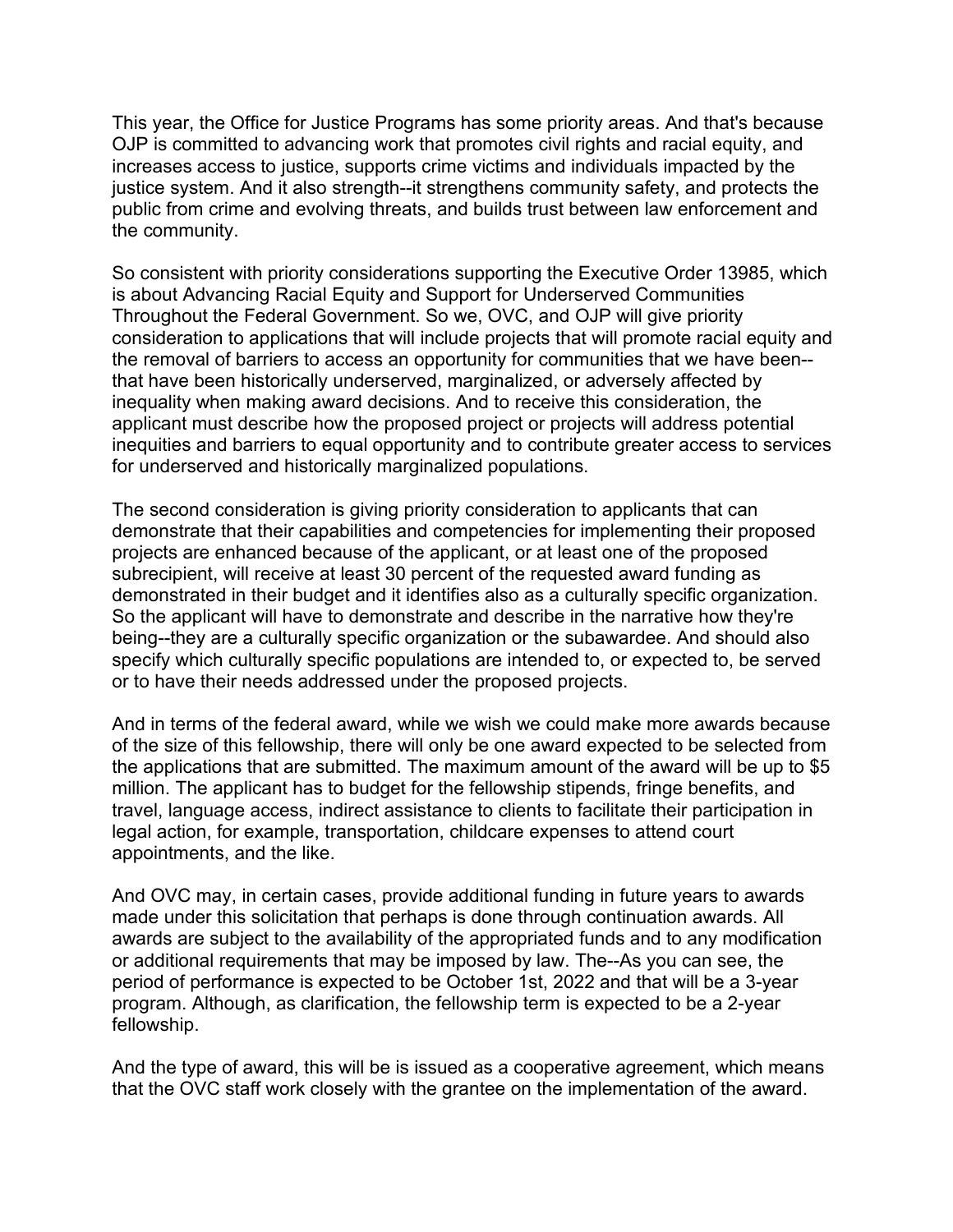This year, the Office for Justice Programs has some priority areas. And that's because OJP is committed to advancing work that promotes civil rights and racial equity, and increases access to justice, supports crime victims and individuals impacted by the justice system. And it also strength--it strengthens community safety, and protects the public from crime and evolving threats, and builds trust between law enforcement and the community.

So consistent with priority considerations supporting the Executive Order 13985, which is about Advancing Racial Equity and Support for Underserved Communities Throughout the Federal Government. So we, OVC, and OJP will give priority consideration to applications that will include projects that will promote racial equity and the removal of barriers to access an opportunity for communities that we have been--that have been historically underserved, marginalized, or adversely affected by inequality when making award decisions. And to receive this consideration, the applicant must describe how the proposed project or projects will address potential inequities and barriers to equal opportunity and to contribute greater access to services for underserved and historically marginalized populations.

The second consideration is giving priority consideration to applicants that can demonstrate that their capabilities and competencies for implementing their proposed projects are enhanced because of the applicant, or at least one of the proposed subrecipient, will receive at least 30 percent of the requested award funding as demonstrated in their budget and it identifies also as a culturally specific organization. So the applicant will have to demonstrate and describe in the narrative how they're being--they are a culturally specific organization or the subawardee. And should also specify which culturally specific populations are intended to, or expected to, be served or to have their needs addressed under the proposed projects.

And in terms of the federal award, while we wish we could make more awards because of the size of this fellowship, there will only be one award expected to be selected from the applications that are submitted. The maximum amount of the award will be up to $5 million. The applicant has to budget for the fellowship stipends, fringe benefits, and travel, language access, indirect assistance to clients to facilitate their participation in legal action, for example, transportation, childcare expenses to attend court appointments, and the like.

And OVC may, in certain cases, provide additional funding in future years to awards made under this solicitation that perhaps is done through continuation awards. All awards are subject to the availability of the appropriated funds and to any modification or additional requirements that may be imposed by law. The--As you can see, the period of performance is expected to be October 1st, 2022 and that will be a 3-year program. Although, as clarification, the fellowship term is expected to be a 2-year fellowship.

And the type of award, this will be is issued as a cooperative agreement, which means that the OVC staff work closely with the grantee on the implementation of the award.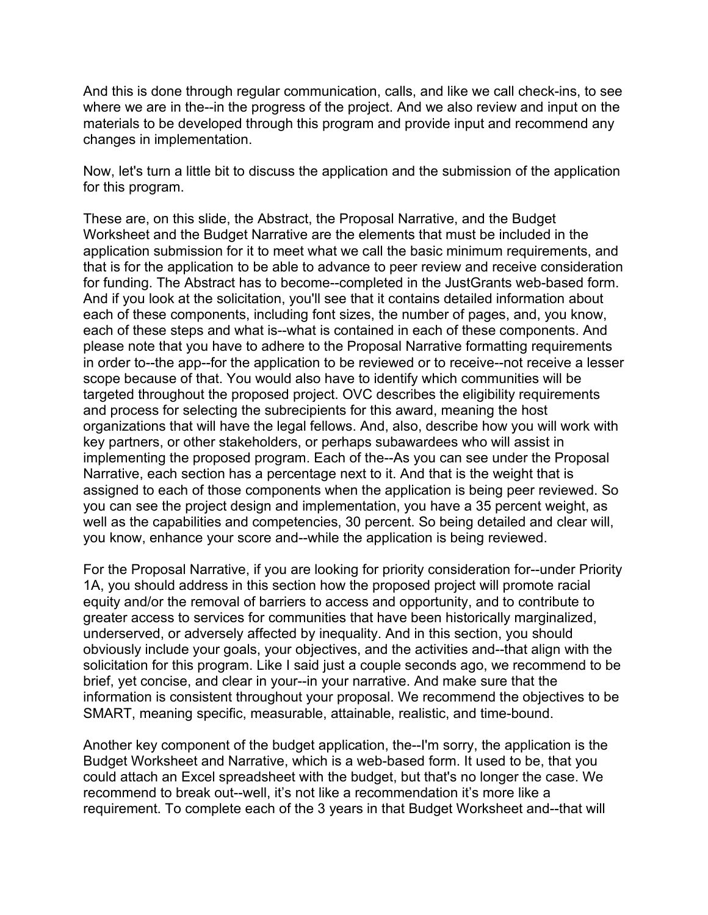And this is done through regular communication, calls, and like we call check-ins, to see where we are in the--in the progress of the project. And we also review and input on the materials to be developed through this program and provide input and recommend any changes in implementation.

Now, let's turn a little bit to discuss the application and the submission of the application for this program.

These are, on this slide, the Abstract, the Proposal Narrative, and the Budget Worksheet and the Budget Narrative are the elements that must be included in the application submission for it to meet what we call the basic minimum requirements, and that is for the application to be able to advance to peer review and receive consideration for funding. The Abstract has to become--completed in the JustGrants web-based form. And if you look at the solicitation, you'll see that it contains detailed information about each of these components, including font sizes, the number of pages, and, you know, each of these steps and what is--what is contained in each of these components. And please note that you have to adhere to the Proposal Narrative formatting requirements in order to--the app--for the application to be reviewed or to receive--not receive a lesser scope because of that. You would also have to identify which communities will be targeted throughout the proposed project. OVC describes the eligibility requirements and process for selecting the subrecipients for this award, meaning the host organizations that will have the legal fellows. And, also, describe how you will work with key partners, or other stakeholders, or perhaps subawardees who will assist in implementing the proposed program. Each of the--As you can see under the Proposal Narrative, each section has a percentage next to it. And that is the weight that is assigned to each of those components when the application is being peer reviewed. So you can see the project design and implementation, you have a 35 percent weight, as well as the capabilities and competencies, 30 percent. So being detailed and clear will, you know, enhance your score and--while the application is being reviewed.

For the Proposal Narrative, if you are looking for priority consideration for--under Priority 1A, you should address in this section how the proposed project will promote racial equity and/or the removal of barriers to access and opportunity, and to contribute to greater access to services for communities that have been historically marginalized, underserved, or adversely affected by inequality. And in this section, you should obviously include your goals, your objectives, and the activities and--that align with the solicitation for this program. Like I said just a couple seconds ago, we recommend to be brief, yet concise, and clear in your--in your narrative. And make sure that the information is consistent throughout your proposal. We recommend the objectives to be SMART, meaning specific, measurable, attainable, realistic, and time-bound.

Another key component of the budget application, the--I'm sorry, the application is the Budget Worksheet and Narrative, which is a web-based form. It used to be, that you could attach an Excel spreadsheet with the budget, but that's no longer the case. We recommend to break out--well, it's not like a recommendation it's more like a requirement. To complete each of the 3 years in that Budget Worksheet and--that will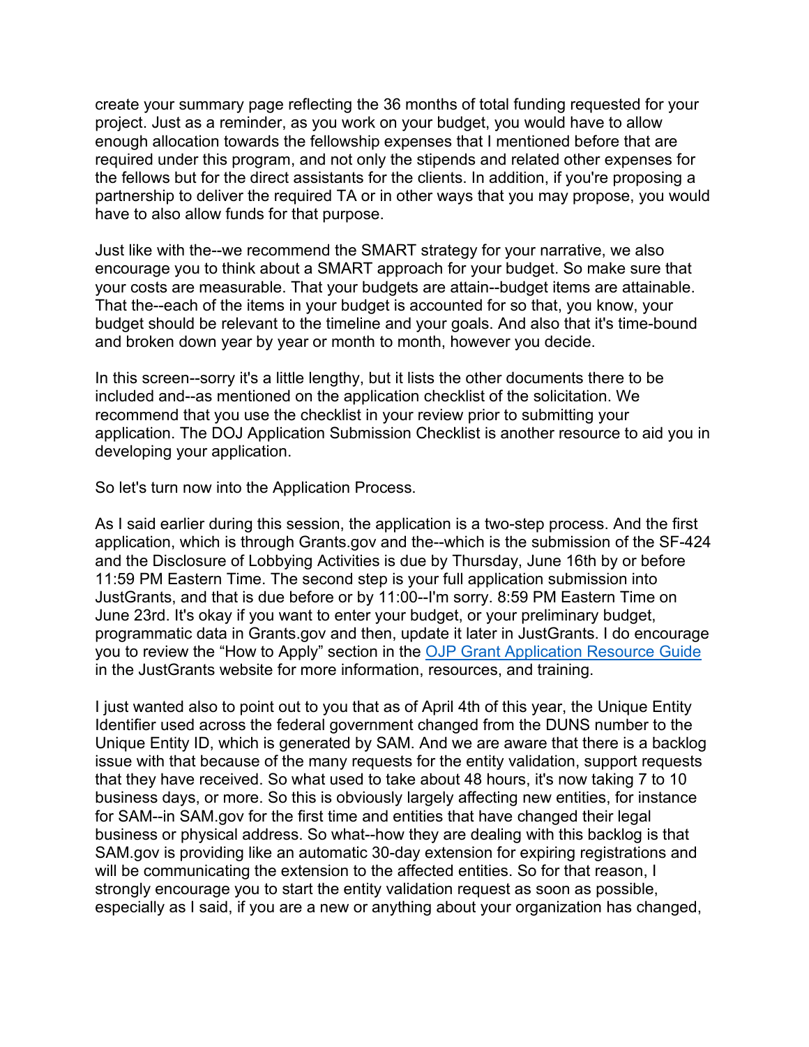create your summary page reflecting the 36 months of total funding requested for your project. Just as a reminder, as you work on your budget, you would have to allow enough allocation towards the fellowship expenses that I mentioned before that are required under this program, and not only the stipends and related other expenses for the fellows but for the direct assistants for the clients. In addition, if you're proposing a partnership to deliver the required TA or in other ways that you may propose, you would have to also allow funds for that purpose.

Just like with the--we recommend the SMART strategy for your narrative, we also encourage you to think about a SMART approach for your budget. So make sure that your costs are measurable. That your budgets are attain--budget items are attainable. That the--each of the items in your budget is accounted for so that, you know, your budget should be relevant to the timeline and your goals. And also that it's time-bound and broken down year by year or month to month, however you decide.

In this screen--sorry it's a little lengthy, but it lists the other documents there to be included and--as mentioned on the application checklist of the solicitation. We recommend that you use the checklist in your review prior to submitting your application. The DOJ Application Submission Checklist is another resource to aid you in developing your application.

So let's turn now into the Application Process.

As I said earlier during this session, the application is a two-step process. And the first application, which is through Grants.gov and the--which is the submission of the SF-424 and the Disclosure of Lobbying Activities is due by Thursday, June 16th by or before 11:59 PM Eastern Time. The second step is your full application submission into JustGrants, and that is due before or by 11:00--I'm sorry. 8:59 PM Eastern Time on June 23rd. It's okay if you want to enter your budget, or your preliminary budget, programmatic data in Grants.gov and then, update it later in JustGrants. I do encourage you to review the "How to Apply" section in the [OJP Grant Application Resource Guide](#) in the JustGrants website for more information, resources, and training.

I just wanted also to point out to you that as of April 4th of this year, the Unique Entity Identifier used across the federal government changed from the DUNS number to the Unique Entity ID, which is generated by SAM. And we are aware that there is a backlog issue with that because of the many requests for the entity validation, support requests that they have received. So what used to take about 48 hours, it's now taking 7 to 10 business days, or more. So this is obviously largely affecting new entities, for instance for SAM--in SAM.gov for the first time and entities that have changed their legal business or physical address. So what--how they are dealing with this backlog is that SAM.gov is providing like an automatic 30-day extension for expiring registrations and will be communicating the extension to the affected entities. So for that reason, I strongly encourage you to start the entity validation request as soon as possible, especially as I said, if you are a new or anything about your organization has changed,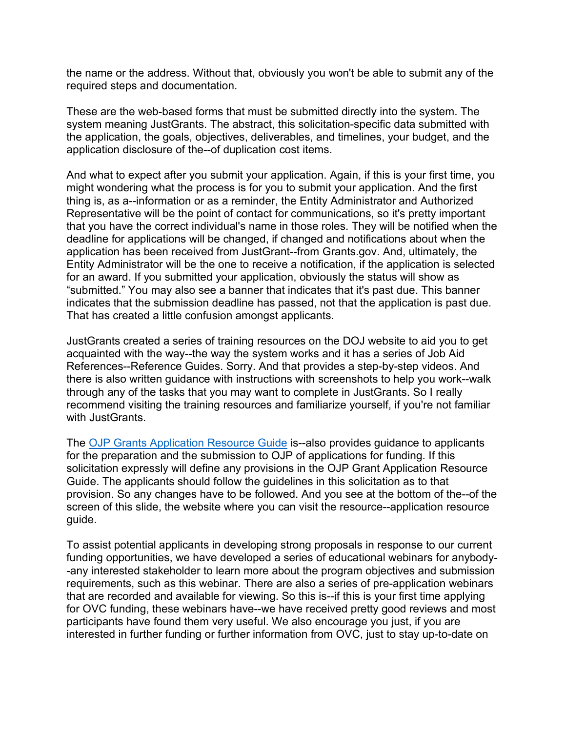the name or the address. Without that, obviously you won't be able to submit any of the required steps and documentation.

These are the web-based forms that must be submitted directly into the system. The system meaning JustGrants. The abstract, this solicitation-specific data submitted with the application, the goals, objectives, deliverables, and timelines, your budget, and the application disclosure of the--of duplication cost items.

And what to expect after you submit your application. Again, if this is your first time, you might wondering what the process is for you to submit your application. And the first thing is, as a--information or as a reminder, the Entity Administrator and Authorized Representative will be the point of contact for communications, so it's pretty important that you have the correct individual's name in those roles. They will be notified when the deadline for applications will be changed, if changed and notifications about when the application has been received from JustGrant--from Grants.gov. And, ultimately, the Entity Administrator will be the one to receive a notification, if the application is selected for an award. If you submitted your application, obviously the status will show as "submitted." You may also see a banner that indicates that it's past due. This banner indicates that the submission deadline has passed, not that the application is past due. That has created a little confusion amongst applicants.

JustGrants created a series of training resources on the DOJ website to aid you to get acquainted with the way--the way the system works and it has a series of Job Aid References--Reference Guides. Sorry. And that provides a step-by-step videos. And there is also written guidance with instructions with screenshots to help you work--walk through any of the tasks that you may want to complete in JustGrants. So I really recommend visiting the training resources and familiarize yourself, if you're not familiar with JustGrants.

The [OJP Grants Application Resource Guide] is--also provides guidance to applicants for the preparation and the submission to OJP of applications for funding. If this solicitation expressly will define any provisions in the OJP Grant Application Resource Guide. The applicants should follow the guidelines in this solicitation as to that provision. So any changes have to be followed. And you see at the bottom of the--of the screen of this slide, the website where you can visit the resource--application resource guide.

To assist potential applicants in developing strong proposals in response to our current funding opportunities, we have developed a series of educational webinars for anybody--any interested stakeholder to learn more about the program objectives and submission requirements, such as this webinar. There are also a series of pre-application webinars that are recorded and available for viewing. So this is--if this is your first time applying for OVC funding, these webinars have--we have received pretty good reviews and most participants have found them very useful. We also encourage you just, if you are interested in further funding or further information from OVC, just to stay up-to-date on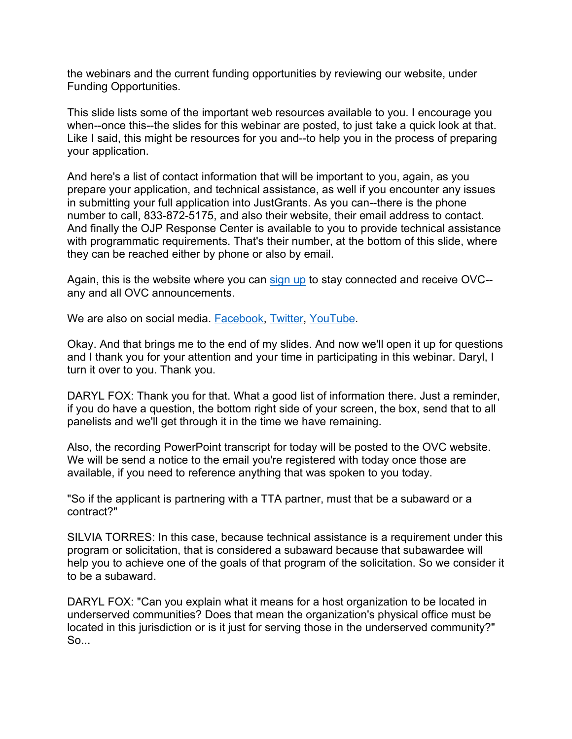the webinars and the current funding opportunities by reviewing our website, under Funding Opportunities.

This slide lists some of the important web resources available to you. I encourage you when--once this--the slides for this webinar are posted, to just take a quick look at that. Like I said, this might be resources for you and--to help you in the process of preparing your application.

And here's a list of contact information that will be important to you, again, as you prepare your application, and technical assistance, as well if you encounter any issues in submitting your full application into JustGrants. As you can--there is the phone number to call, 833-872-5175, and also their website, their email address to contact. And finally the OJP Response Center is available to you to provide technical assistance with programmatic requirements. That's their number, at the bottom of this slide, where they can be reached either by phone or also by email.

Again, this is the website where you can sign up to stay connected and receive OVC--any and all OVC announcements.

We are also on social media. Facebook, Twitter, YouTube.

Okay. And that brings me to the end of my slides. And now we'll open it up for questions and I thank you for your attention and your time in participating in this webinar. Daryl, I turn it over to you. Thank you.

DARYL FOX: Thank you for that. What a good list of information there. Just a reminder, if you do have a question, the bottom right side of your screen, the box, send that to all panelists and we'll get through it in the time we have remaining.

Also, the recording PowerPoint transcript for today will be posted to the OVC website. We will be send a notice to the email you're registered with today once those are available, if you need to reference anything that was spoken to you today.

"So if the applicant is partnering with a TTA partner, must that be a subaward or a contract?"

SILVIA TORRES: In this case, because technical assistance is a requirement under this program or solicitation, that is considered a subaward because that subawardee will help you to achieve one of the goals of that program of the solicitation. So we consider it to be a subaward.

DARYL FOX: "Can you explain what it means for a host organization to be located in underserved communities? Does that mean the organization's physical office must be located in this jurisdiction or is it just for serving those in the underserved community?" So...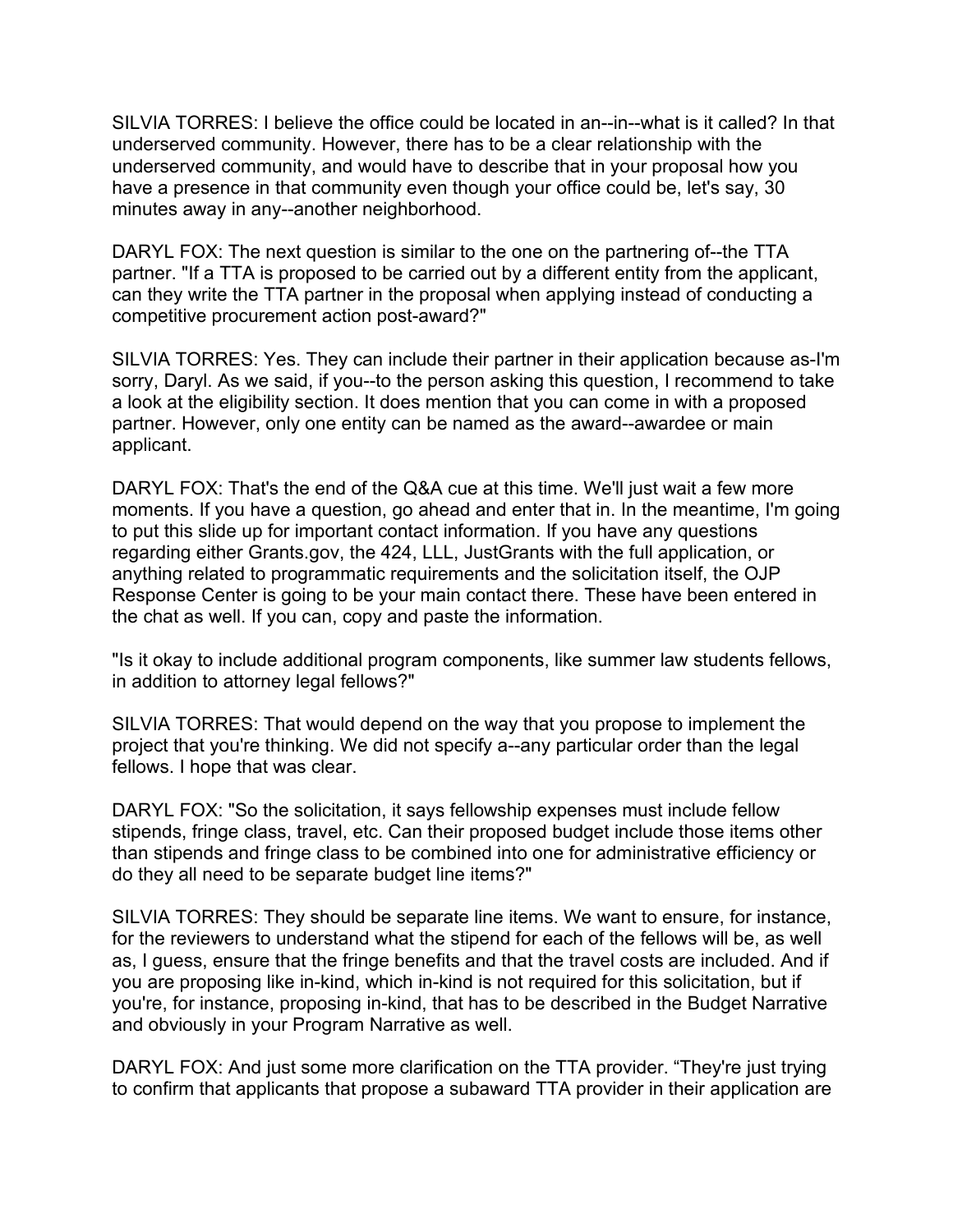SILVIA TORRES: I believe the office could be located in an--in--what is it called? In that underserved community. However, there has to be a clear relationship with the underserved community, and would have to describe that in your proposal how you have a presence in that community even though your office could be, let's say, 30 minutes away in any--another neighborhood.

DARYL FOX: The next question is similar to the one on the partnering of--the TTA partner. "If a TTA is proposed to be carried out by a different entity from the applicant, can they write the TTA partner in the proposal when applying instead of conducting a competitive procurement action post-award?"

SILVIA TORRES: Yes. They can include their partner in their application because as-I'm sorry, Daryl. As we said, if you--to the person asking this question, I recommend to take a look at the eligibility section. It does mention that you can come in with a proposed partner. However, only one entity can be named as the award--awardee or main applicant.

DARYL FOX: That's the end of the Q&A cue at this time. We'll just wait a few more moments. If you have a question, go ahead and enter that in. In the meantime, I'm going to put this slide up for important contact information. If you have any questions regarding either Grants.gov, the 424, LLL, JustGrants with the full application, or anything related to programmatic requirements and the solicitation itself, the OJP Response Center is going to be your main contact there. These have been entered in the chat as well. If you can, copy and paste the information.

"Is it okay to include additional program components, like summer law students fellows, in addition to attorney legal fellows?"

SILVIA TORRES: That would depend on the way that you propose to implement the project that you're thinking. We did not specify a--any particular order than the legal fellows. I hope that was clear.

DARYL FOX: "So the solicitation, it says fellowship expenses must include fellow stipends, fringe class, travel, etc. Can their proposed budget include those items other than stipends and fringe class to be combined into one for administrative efficiency or do they all need to be separate budget line items?"

SILVIA TORRES: They should be separate line items. We want to ensure, for instance, for the reviewers to understand what the stipend for each of the fellows will be, as well as, I guess, ensure that the fringe benefits and that the travel costs are included. And if you are proposing like in-kind, which in-kind is not required for this solicitation, but if you're, for instance, proposing in-kind, that has to be described in the Budget Narrative and obviously in your Program Narrative as well.

DARYL FOX: And just some more clarification on the TTA provider. "They're just trying to confirm that applicants that propose a subaward TTA provider in their application are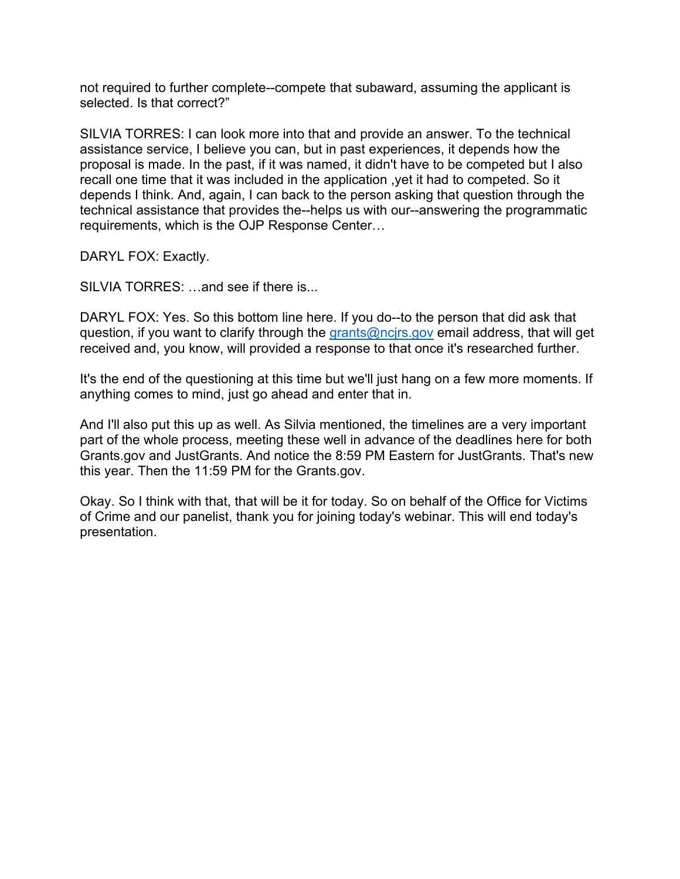not required to further complete--compete that subaward, assuming the applicant is selected. Is that correct?"

SILVIA TORRES: I can look more into that and provide an answer. To the technical assistance service, I believe you can, but in past experiences, it depends how the proposal is made. In the past, if it was named, it didn't have to be competed but I also recall one time that it was included in the application ,yet it had to competed. So it depends I think. And, again, I can back to the person asking that question through the technical assistance that provides the--helps us with our--answering the programmatic requirements, which is the OJP Response Center…

DARYL FOX: Exactly.

SILVIA TORRES: …and see if there is...

DARYL FOX: Yes. So this bottom line here. If you do--to the person that did ask that question, if you want to clarify through the grants@ncjrs.gov email address, that will get received and, you know, will provided a response to that once it's researched further.

It's the end of the questioning at this time but we'll just hang on a few more moments. If anything comes to mind, just go ahead and enter that in.

And I'll also put this up as well. As Silvia mentioned, the timelines are a very important part of the whole process, meeting these well in advance of the deadlines here for both Grants.gov and JustGrants. And notice the 8:59 PM Eastern for JustGrants. That's new this year. Then the 11:59 PM for the Grants.gov.

Okay. So I think with that, that will be it for today. So on behalf of the Office for Victims of Crime and our panelist, thank you for joining today's webinar. This will end today's presentation.